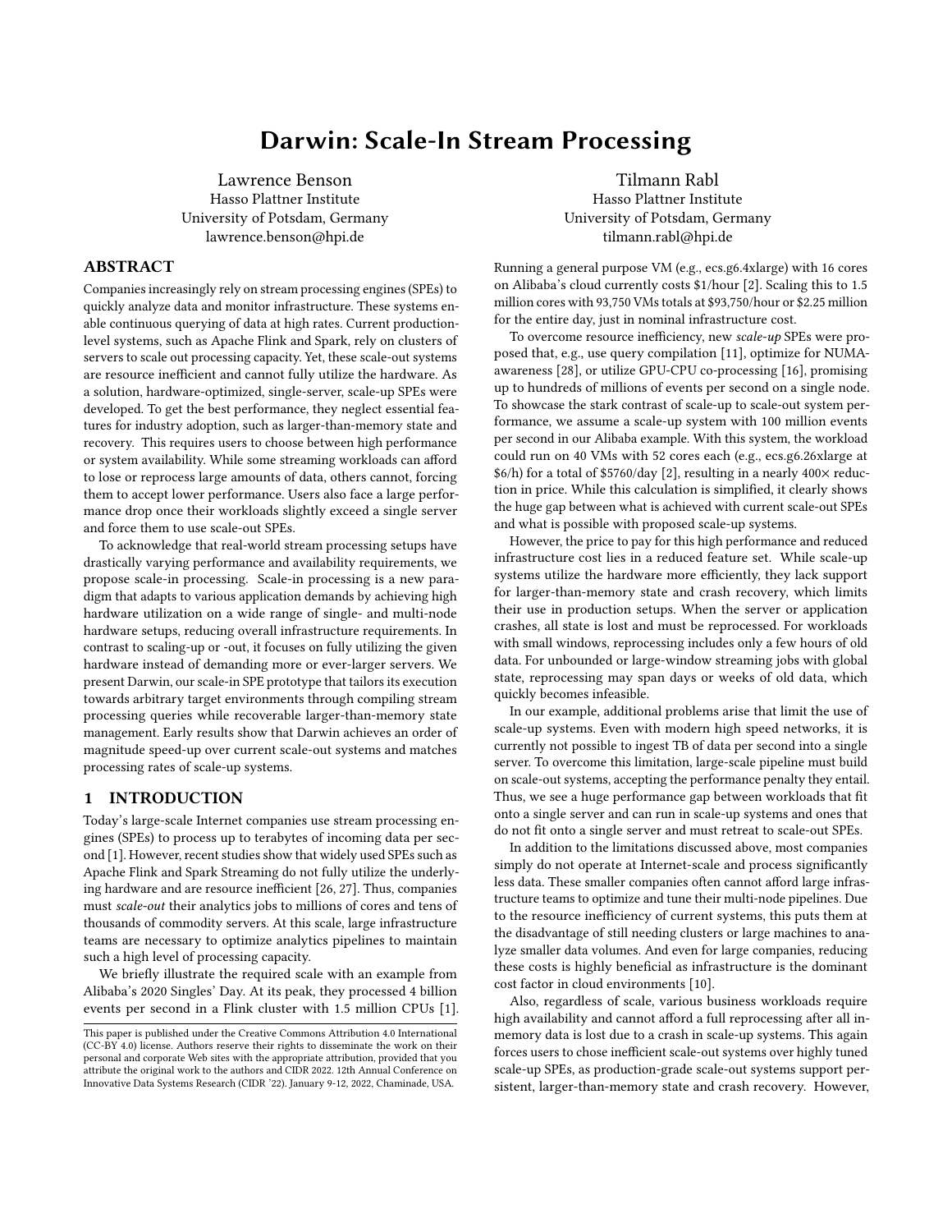# Darwin: Scale-In Stream Processing

Lawrence Benson
Hasso Plattner Institute
University of Potsdam, Germany
lawrence.benson@hpi.de

Tilmann Rabl
Hasso Plattner Institute
University of Potsdam, Germany
tilmann.rabl@hpi.de

## ABSTRACT

Companies increasingly rely on stream processing engines (SPEs) to quickly analyze data and monitor infrastructure. These systems enable continuous querying of data at high rates. Current production-level systems, such as Apache Flink and Spark, rely on clusters of servers to scale out processing capacity. Yet, these scale-out systems are resource inefficient and cannot fully utilize the hardware. As a solution, hardware-optimized, single-server, scale-up SPEs were developed. To get the best performance, they neglect essential features for industry adoption, such as larger-than-memory state and recovery. This requires users to choose between high performance or system availability. While some streaming workloads can afford to lose or reprocess large amounts of data, others cannot, forcing them to accept lower performance. Users also face a large performance drop once their workloads slightly exceed a single server and force them to use scale-out SPEs.

To acknowledge that real-world stream processing setups have drastically varying performance and availability requirements, we propose scale-in processing. Scale-in processing is a new paradigm that adapts to various application demands by achieving high hardware utilization on a wide range of single- and multi-node hardware setups, reducing overall infrastructure requirements. In contrast to scaling-up or -out, it focuses on fully utilizing the given hardware instead of demanding more or ever-larger servers. We present Darwin, our scale-in SPE prototype that tailors its execution towards arbitrary target environments through compiling stream processing queries while recoverable larger-than-memory state management. Early results show that Darwin achieves an order of magnitude speed-up over current scale-out systems and matches processing rates of scale-up systems.

## 1 INTRODUCTION

Today's large-scale Internet companies use stream processing engines (SPEs) to process up to terabytes of incoming data per second [1]. However, recent studies show that widely used SPEs such as Apache Flink and Spark Streaming do not fully utilize the underlying hardware and are resource inefficient [26, 27]. Thus, companies must *scale-out* their analytics jobs to millions of cores and tens of thousands of commodity servers. At this scale, large infrastructure teams are necessary to optimize analytics pipelines to maintain such a high level of processing capacity.

We briefly illustrate the required scale with an example from Alibaba's 2020 Singles' Day. At its peak, they processed 4 billion events per second in a Flink cluster with 1.5 million CPUs [1]. Running a general purpose VM (e.g., ecs.g6.4xlarge) with 16 cores on Alibaba's cloud currently costs $1/hour [2]. Scaling this to 1.5 million cores with 93,750 VMs totals at $93,750/hour or $2.25 million for the entire day, just in nominal infrastructure cost.

To overcome resource inefficiency, new *scale-up* SPEs were proposed that, e.g., use query compilation [11], optimize for NUMA-awareness [28], or utilize GPU-CPU co-processing [16], promising up to hundreds of millions of events per second on a single node. To showcase the stark contrast of scale-up to scale-out system performance, we assume a scale-up system with 100 million events per second in our Alibaba example. With this system, the workload could run on 40 VMs with 52 cores each (e.g., ecs.g6.26xlarge at $6/h) for a total of $5760/day [2], resulting in a nearly 400× reduction in price. While this calculation is simplified, it clearly shows the huge gap between what is achieved with current scale-out SPEs and what is possible with proposed scale-up systems.

However, the price to pay for this high performance and reduced infrastructure cost lies in a reduced feature set. While scale-up systems utilize the hardware more efficiently, they lack support for larger-than-memory state and crash recovery, which limits their use in production setups. When the server or application crashes, all state is lost and must be reprocessed. For workloads with small windows, reprocessing includes only a few hours of old data. For unbounded or large-window streaming jobs with global state, reprocessing may span days or weeks of old data, which quickly becomes infeasible.

In our example, additional problems arise that limit the use of scale-up systems. Even with modern high speed networks, it is currently not possible to ingest TB of data per second into a single server. To overcome this limitation, large-scale pipeline must build on scale-out systems, accepting the performance penalty they entail. Thus, we see a huge performance gap between workloads that fit onto a single server and can run in scale-up systems and ones that do not fit onto a single server and must retreat to scale-out SPEs.

In addition to the limitations discussed above, most companies simply do not operate at Internet-scale and process significantly less data. These smaller companies often cannot afford large infrastructure teams to optimize and tune their multi-node pipelines. Due to the resource inefficiency of current systems, this puts them at the disadvantage of still needing clusters or large machines to analyze smaller data volumes. And even for large companies, reducing these costs is highly beneficial as infrastructure is the dominant cost factor in cloud environments [10].

Also, regardless of scale, various business workloads require high availability and cannot afford a full reprocessing after all in-memory data is lost due to a crash in scale-up systems. This again forces users to chose inefficient scale-out systems over highly tuned scale-up SPEs, as production-grade scale-out systems support persistent, larger-than-memory state and crash recovery. However,

This paper is published under the Creative Commons Attribution 4.0 International (CC-BY 4.0) license. Authors reserve their rights to disseminate the work on their personal and corporate Web sites with the appropriate attribution, provided that you attribute the original work to the authors and CIDR 2022. 12th Annual Conference on Innovative Data Systems Research (CIDR '22). January 9-12, 2022, Chaminade, USA.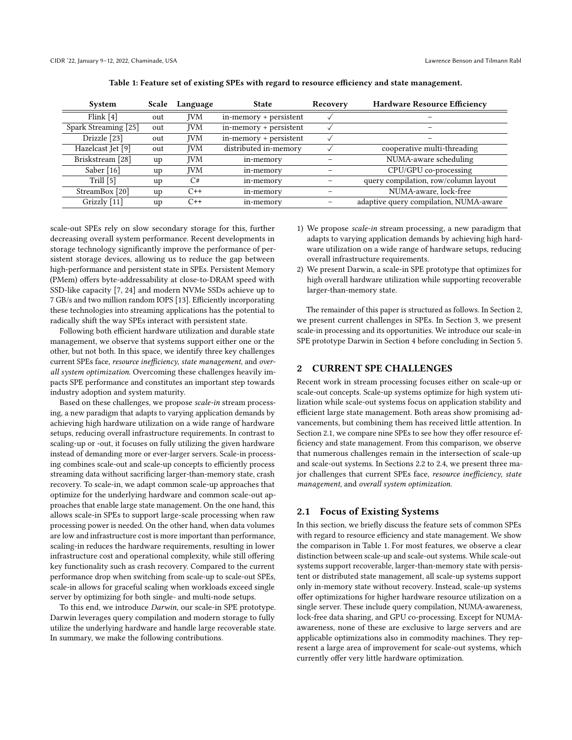**Table 1: Feature set of existing SPEs with regard to resource efficiency and state management.**

| System | Scale | Language | State | Recovery | Hardware Resource Efficiency |
|---|---|---|---|---|---|
| Flink [4] | out | JVM | in-memory + persistent | ✓ | – |
| Spark Streaming [25] | out | JVM | in-memory + persistent | ✓ | – |
| Drizzle [23] | out | JVM | in-memory + persistent | ✓ | – |
| Hazelcast Jet [9] | out | JVM | distributed in-memory | ✓ | cooperative multi-threading |
| Briskstream [28] | up | JVM | in-memory | – | NUMA-aware scheduling |
| Saber [16] | up | JVM | in-memory | – | CPU/GPU co-processing |
| Trill [5] | up | C# | in-memory | – | query compilation, row/column layout |
| StreamBox [20] | up | C++ | in-memory | – | NUMA-aware, lock-free |
| Grizzly [11] | up | C++ | in-memory | – | adaptive query compilation, NUMA-aware |

scale-out SPEs rely on slow secondary storage for this, further decreasing overall system performance. Recent developments in storage technology significantly improve the performance of persistent storage devices, allowing us to reduce the gap between high-performance and persistent state in SPEs. Persistent Memory (PMem) offers byte-addressability at close-to-DRAM speed with SSD-like capacity [7, 24] and modern NVMe SSDs achieve up to 7 GB/s and two million random IOPS [13]. Efficiently incorporating these technologies into streaming applications has the potential to radically shift the way SPEs interact with persistent state.

Following both efficient hardware utilization and durable state management, we observe that systems support either one or the other, but not both. In this space, we identify three key challenges current SPEs face, *resource inefficiency*, *state management*, and *overall system optimization*. Overcoming these challenges heavily impacts SPE performance and constitutes an important step towards industry adoption and system maturity.

Based on these challenges, we propose *scale-in* stream processing, a new paradigm that adapts to varying application demands by achieving high hardware utilization on a wide range of hardware setups, reducing overall infrastructure requirements. In contrast to scaling-up or -out, it focuses on fully utilizing the given hardware instead of demanding more or ever-larger servers. Scale-in processing combines scale-out and scale-up concepts to efficiently process streaming data without sacrificing larger-than-memory state, crash recovery. To scale-in, we adapt common scale-up approaches that optimize for the underlying hardware and common scale-out approaches that enable large state management. On the one hand, this allows scale-in SPEs to support large-scale processing when raw processing power is needed. On the other hand, when data volumes are low and infrastructure cost is more important than performance, scaling-in reduces the hardware requirements, resulting in lower infrastructure cost and operational complexity, while still offering key functionality such as crash recovery. Compared to the current performance drop when switching from scale-up to scale-out SPEs, scale-in allows for graceful scaling when workloads exceed single server by optimizing for both single- and multi-node setups.

To this end, we introduce *Darwin*, our scale-in SPE prototype. Darwin leverages query compilation and modern storage to fully utilize the underlying hardware and handle large recoverable state. In summary, we make the following contributions.

1) We propose *scale-in* stream processing, a new paradigm that adapts to varying application demands by achieving high hardware utilization on a wide range of hardware setups, reducing overall infrastructure requirements.
2) We present Darwin, a scale-in SPE prototype that optimizes for high overall hardware utilization while supporting recoverable larger-than-memory state.

The remainder of this paper is structured as follows. In Section 2, we present current challenges in SPEs. In Section 3, we present scale-in processing and its opportunities. We introduce our scale-in SPE prototype Darwin in Section 4 before concluding in Section 5.

## 2 CURRENT SPE CHALLENGES

Recent work in stream processing focuses either on scale-up or scale-out concepts. Scale-up systems optimize for high system utilization while scale-out systems focus on application stability and efficient large state management. Both areas show promising advancements, but combining them has received little attention. In Section 2.1, we compare nine SPEs to see how they offer resource efficiency and state management. From this comparison, we observe that numerous challenges remain in the intersection of scale-up and scale-out systems. In Sections 2.2 to 2.4, we present three major challenges that current SPEs face, *resource inefficiency*, *state management*, and *overall system optimization*.

### 2.1 Focus of Existing Systems

In this section, we briefly discuss the feature sets of common SPEs with regard to resource efficiency and state management. We show the comparison in Table 1. For most features, we observe a clear distinction between scale-up and scale-out systems. While scale-out systems support recoverable, larger-than-memory state with persistent or distributed state management, all scale-up systems support only in-memory state without recovery. Instead, scale-up systems offer optimizations for higher hardware resource utilization on a single server. These include query compilation, NUMA-awareness, lock-free data sharing, and GPU co-processing. Except for NUMA-awareness, none of these are exclusive to large servers and are applicable optimizations also in commodity machines. They represent a large area of improvement for scale-out systems, which currently offer very little hardware optimization.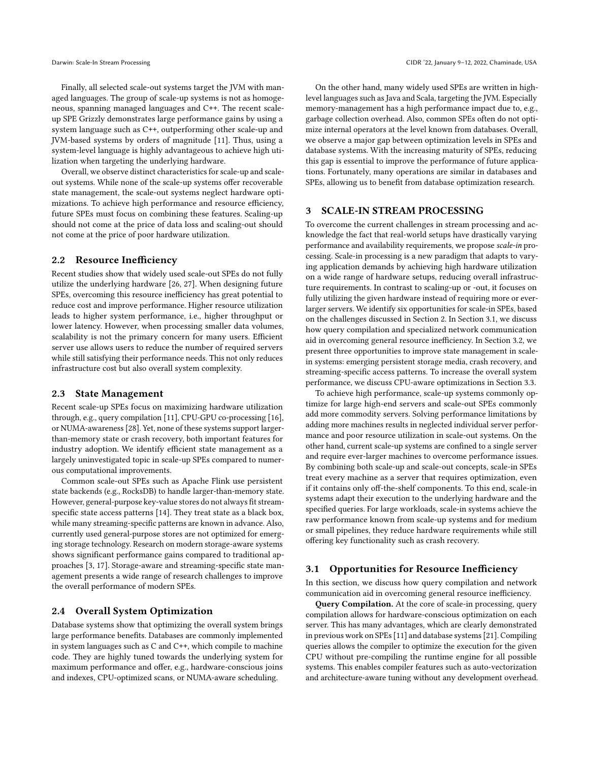Finally, all selected scale-out systems target the JVM with managed languages. The group of scale-up systems is not as homogeneous, spanning managed languages and C++. The recent scale-up SPE Grizzly demonstrates large performance gains by using a system language such as C++, outperforming other scale-up and JVM-based systems by orders of magnitude [11]. Thus, using a system-level language is highly advantageous to achieve high utilization when targeting the underlying hardware.

Overall, we observe distinct characteristics for scale-up and scale-out systems. While none of the scale-up systems offer recoverable state management, the scale-out systems neglect hardware optimizations. To achieve high performance and resource efficiency, future SPEs must focus on combining these features. Scaling-up should not come at the price of data loss and scaling-out should not come at the price of poor hardware utilization.

## 2.2 Resource Inefficiency

Recent studies show that widely used scale-out SPEs do not fully utilize the underlying hardware [26, 27]. When designing future SPEs, overcoming this resource inefficiency has great potential to reduce cost and improve performance. Higher resource utilization leads to higher system performance, i.e., higher throughput or lower latency. However, when processing smaller data volumes, scalability is not the primary concern for many users. Efficient server use allows users to reduce the number of required servers while still satisfying their performance needs. This not only reduces infrastructure cost but also overall system complexity.

## 2.3 State Management

Recent scale-up SPEs focus on maximizing hardware utilization through, e.g., query compilation [11], CPU-GPU co-processing [16], or NUMA-awareness [28]. Yet, none of these systems support larger-than-memory state or crash recovery, both important features for industry adoption. We identify efficient state management as a largely uninvestigated topic in scale-up SPEs compared to numerous computational improvements.

Common scale-out SPEs such as Apache Flink use persistent state backends (e.g., RocksDB) to handle larger-than-memory state. However, general-purpose key-value stores do not always fit stream-specific state access patterns [14]. They treat state as a black box, while many streaming-specific patterns are known in advance. Also, currently used general-purpose stores are not optimized for emerging storage technology. Research on modern storage-aware systems shows significant performance gains compared to traditional approaches [3, 17]. Storage-aware and streaming-specific state management presents a wide range of research challenges to improve the overall performance of modern SPEs.

## 2.4 Overall System Optimization

Database systems show that optimizing the overall system brings large performance benefits. Databases are commonly implemented in system languages such as C and C++, which compile to machine code. They are highly tuned towards the underlying system for maximum performance and offer, e.g., hardware-conscious joins and indexes, CPU-optimized scans, or NUMA-aware scheduling.

On the other hand, many widely used SPEs are written in high-level languages such as Java and Scala, targeting the JVM. Especially memory-management has a high performance impact due to, e.g., garbage collection overhead. Also, common SPEs often do not optimize internal operators at the level known from databases. Overall, we observe a major gap between optimization levels in SPEs and database systems. With the increasing maturity of SPEs, reducing this gap is essential to improve the performance of future applications. Fortunately, many operations are similar in databases and SPEs, allowing us to benefit from database optimization research.

# 3 SCALE-IN STREAM PROCESSING

To overcome the current challenges in stream processing and acknowledge the fact that real-world setups have drastically varying performance and availability requirements, we propose *scale-in* processing. Scale-in processing is a new paradigm that adapts to varying application demands by achieving high hardware utilization on a wide range of hardware setups, reducing overall infrastructure requirements. In contrast to scaling-up or -out, it focuses on fully utilizing the given hardware instead of requiring more or ever-larger servers. We identify six opportunities for scale-in SPEs, based on the challenges discussed in Section 2. In Section 3.1, we discuss how query compilation and specialized network communication aid in overcoming general resource inefficiency. In Section 3.2, we present three opportunities to improve state management in scale-in systems: emerging persistent storage media, crash recovery, and streaming-specific access patterns. To increase the overall system performance, we discuss CPU-aware optimizations in Section 3.3.

To achieve high performance, scale-up systems commonly optimize for large high-end servers and scale-out SPEs commonly add more commodity servers. Solving performance limitations by adding more machines results in neglected individual server performance and poor resource utilization in scale-out systems. On the other hand, current scale-up systems are confined to a single server and require ever-larger machines to overcome performance issues. By combining both scale-up and scale-out concepts, scale-in SPEs treat every machine as a server that requires optimization, even if it contains only off-the-shelf components. To this end, scale-in systems adapt their execution to the underlying hardware and the specified queries. For large workloads, scale-in systems achieve the raw performance known from scale-up systems and for medium or small pipelines, they reduce hardware requirements while still offering key functionality such as crash recovery.

## 3.1 Opportunities for Resource Inefficiency

In this section, we discuss how query compilation and network communication aid in overcoming general resource inefficiency.

**Query Compilation.** At the core of scale-in processing, query compilation allows for hardware-conscious optimization on each server. This has many advantages, which are clearly demonstrated in previous work on SPEs [11] and database systems [21]. Compiling queries allows the compiler to optimize the execution for the given CPU without pre-compiling the runtime engine for all possible systems. This enables compiler features such as auto-vectorization and architecture-aware tuning without any development overhead.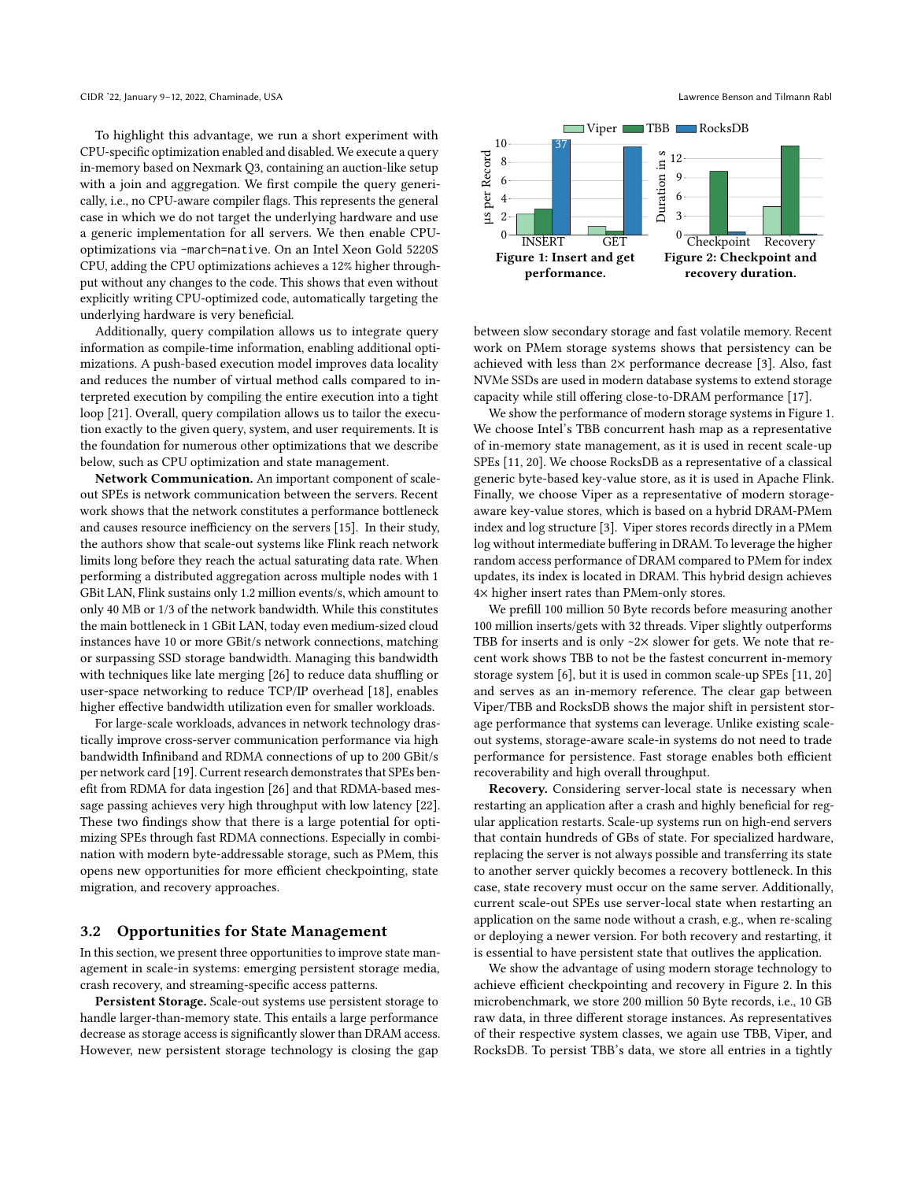To highlight this advantage, we run a short experiment with CPU-specific optimization enabled and disabled. We execute a query in-memory based on Nexmark Q3, containing an auction-like setup with a join and aggregation. We first compile the query generically, i.e., no CPU-aware compiler flags. This represents the general case in which we do not target the underlying hardware and use a generic implementation for all servers. We then enable CPU-optimizations via `-march=native`. On an Intel Xeon Gold 5220S CPU, adding the CPU optimizations achieves a 12% higher throughput without any changes to the code. This shows that even without explicitly writing CPU-optimized code, automatically targeting the underlying hardware is very beneficial.

Additionally, query compilation allows us to integrate query information as compile-time information, enabling additional optimizations. A push-based execution model improves data locality and reduces the number of virtual method calls compared to interpreted execution by compiling the entire execution into a tight loop [21]. Overall, query compilation allows us to tailor the execution exactly to the given query, system, and user requirements. It is the foundation for numerous other optimizations that we describe below, such as CPU optimization and state management.

**Network Communication.** An important component of scale-out SPEs is network communication between the servers. Recent work shows that the network constitutes a performance bottleneck and causes resource inefficiency on the servers [15]. In their study, the authors show that scale-out systems like Flink reach network limits long before they reach the actual saturating data rate. When performing a distributed aggregation across multiple nodes with 1 GBit LAN, Flink sustains only 1.2 million events/s, which amount to only 40 MB or 1/3 of the network bandwidth. While this constitutes the main bottleneck in 1 GBit LAN, today even medium-sized cloud instances have 10 or more GBit/s network connections, matching or surpassing SSD storage bandwidth. Managing this bandwidth with techniques like late merging [26] to reduce data shuffling or user-space networking to reduce TCP/IP overhead [18], enables higher effective bandwidth utilization even for smaller workloads.

For large-scale workloads, advances in network technology drastically improve cross-server communication performance via high bandwidth Infiniband and RDMA connections of up to 200 GBit/s per network card [19]. Current research demonstrates that SPEs benefit from RDMA for data ingestion [26] and that RDMA-based message passing achieves very high throughput with low latency [22]. These two findings show that there is a large potential for optimizing SPEs through fast RDMA connections. Especially in combination with modern byte-addressable storage, such as PMem, this opens new opportunities for more efficient checkpointing, state migration, and recovery approaches.

## 3.2 Opportunities for State Management

In this section, we present three opportunities to improve state management in scale-in systems: emerging persistent storage media, crash recovery, and streaming-specific access patterns.

**Persistent Storage.** Scale-out systems use persistent storage to handle larger-than-memory state. This entails a large performance decrease as storage access is significantly slower than DRAM access. However, new persistent storage technology is closing the gap between slow secondary storage and fast volatile memory. Recent work on PMem storage systems shows that persistency can be achieved with less than 2× performance decrease [3]. Also, fast NVMe SSDs are used in modern database systems to extend storage capacity while still offering close-to-DRAM performance [17].

**Figure 1: Insert and get performance.**

**Figure 2: Checkpoint and recovery duration.**

We show the performance of modern storage systems in Figure 1. We choose Intel's TBB concurrent hash map as a representative of in-memory state management, as it is used in recent scale-up SPEs [11, 20]. We choose RocksDB as a representative of a classical generic byte-based key-value store, as it is used in Apache Flink. Finally, we choose Viper as a representative of modern storage-aware key-value stores, which is based on a hybrid DRAM-PMem index and log structure [3]. Viper stores records directly in a PMem log without intermediate buffering in DRAM. To leverage the higher random access performance of DRAM compared to PMem for index updates, its index is located in DRAM. This hybrid design achieves 4× higher insert rates than PMem-only stores.

We prefill 100 million 50 Byte records before measuring another 100 million inserts/gets with 32 threads. Viper slightly outperforms TBB for inserts and is only ~2× slower for gets. We note that recent work shows TBB to not be the fastest concurrent in-memory storage system [6], but it is used in common scale-up SPEs [11, 20] and serves as an in-memory reference. The clear gap between Viper/TBB and RocksDB shows the major shift in persistent storage performance that systems can leverage. Unlike existing scale-out systems, storage-aware scale-in systems do not need to trade performance for persistence. Fast storage enables both efficient recoverability and high overall throughput.

**Recovery.** Considering server-local state is necessary when restarting an application after a crash and highly beneficial for regular application restarts. Scale-up systems run on high-end servers that contain hundreds of GBs of state. For specialized hardware, replacing the server is not always possible and transferring its state to another server quickly becomes a recovery bottleneck. In this case, state recovery must occur on the same server. Additionally, current scale-out SPEs use server-local state when restarting an application on the same node without a crash, e.g., when re-scaling or deploying a newer version. For both recovery and restarting, it is essential to have persistent state that outlives the application.

We show the advantage of using modern storage technology to achieve efficient checkpointing and recovery in Figure 2. In this microbenchmark, we store 200 million 50 Byte records, i.e., 10 GB raw data, in three different storage instances. As representatives of their respective system classes, we again use TBB, Viper, and RocksDB. To persist TBB's data, we store all entries in a tightly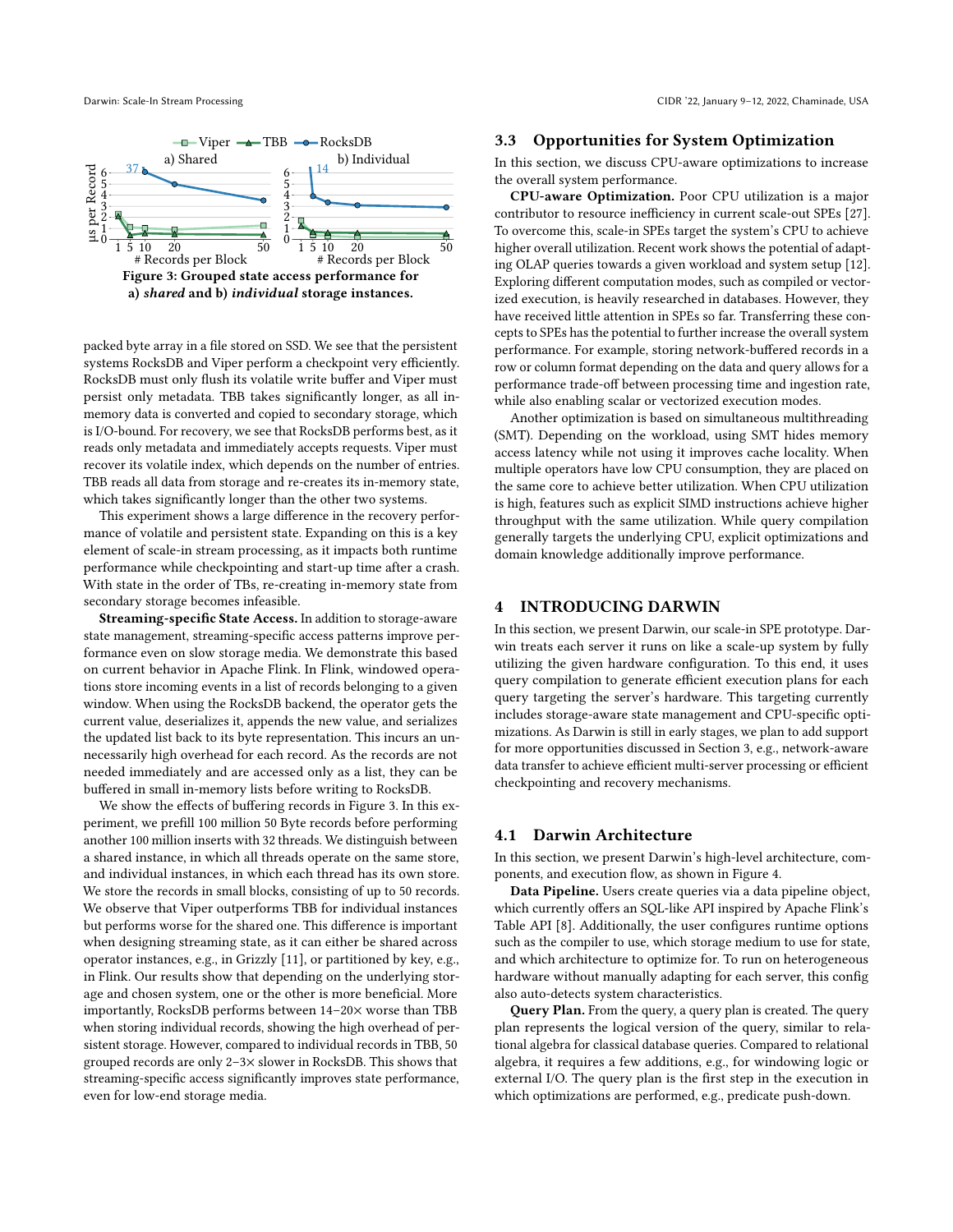Figure 3: Grouped state access performance for a) *shared* and b) *individual* storage instances.

packed byte array in a file stored on SSD. We see that the persistent systems RocksDB and Viper perform a checkpoint very efficiently. RocksDB must only flush its volatile write buffer and Viper must persist only metadata. TBB takes significantly longer, as all in-memory data is converted and copied to secondary storage, which is I/O-bound. For recovery, we see that RocksDB performs best, as it reads only metadata and immediately accepts requests. Viper must recover its volatile index, which depends on the number of entries. TBB reads all data from storage and re-creates its in-memory state, which takes significantly longer than the other two systems.

This experiment shows a large difference in the recovery performance of volatile and persistent state. Expanding on this is a key element of scale-in stream processing, as it impacts both runtime performance while checkpointing and start-up time after a crash. With state in the order of TBs, re-creating in-memory state from secondary storage becomes infeasible.

**Streaming-specific State Access.** In addition to storage-aware state management, streaming-specific access patterns improve performance even on slow storage media. We demonstrate this based on current behavior in Apache Flink. In Flink, windowed operations store incoming events in a list of records belonging to a given window. When using the RocksDB backend, the operator gets the current value, deserializes it, appends the new value, and serializes the updated list back to its byte representation. This incurs an unnecessarily high overhead for each record. As the records are not needed immediately and are accessed only as a list, they can be buffered in small in-memory lists before writing to RocksDB.

We show the effects of buffering records in Figure 3. In this experiment, we prefill 100 million 50 Byte records before performing another 100 million inserts with 32 threads. We distinguish between a shared instance, in which all threads operate on the same store, and individual instances, in which each thread has its own store. We store the records in small blocks, consisting of up to 50 records. We observe that Viper outperforms TBB for individual instances but performs worse for the shared one. This difference is important when designing streaming state, as it can either be shared across operator instances, e.g., in Grizzly [11], or partitioned by key, e.g., in Flink. Our results show that depending on the underlying storage and chosen system, one or the other is more beneficial. More importantly, RocksDB performs between 14–20× worse than TBB when storing individual records, showing the high overhead of persistent storage. However, compared to individual records in TBB, 50 grouped records are only 2–3× slower in RocksDB. This shows that streaming-specific access significantly improves state performance, even for low-end storage media.

## 3.3 Opportunities for System Optimization

In this section, we discuss CPU-aware optimizations to increase the overall system performance.

**CPU-aware Optimization.** Poor CPU utilization is a major contributor to resource inefficiency in current scale-out SPEs [27]. To overcome this, scale-in SPEs target the system's CPU to achieve higher overall utilization. Recent work shows the potential of adapting OLAP queries towards a given workload and system setup [12]. Exploring different computation modes, such as compiled or vectorized execution, is heavily researched in databases. However, they have received little attention in SPEs so far. Transferring these concepts to SPEs has the potential to further increase the overall system performance. For example, storing network-buffered records in a row or column format depending on the data and query allows for a performance trade-off between processing time and ingestion rate, while also enabling scalar or vectorized execution modes.

Another optimization is based on simultaneous multithreading (SMT). Depending on the workload, using SMT hides memory access latency while not using it improves cache locality. When multiple operators have low CPU consumption, they are placed on the same core to achieve better utilization. When CPU utilization is high, features such as explicit SIMD instructions achieve higher throughput with the same utilization. While query compilation generally targets the underlying CPU, explicit optimizations and domain knowledge additionally improve performance.

# 4 INTRODUCING DARWIN

In this section, we present Darwin, our scale-in SPE prototype. Darwin treats each server it runs on like a scale-up system by fully utilizing the given hardware configuration. To this end, it uses query compilation to generate efficient execution plans for each query targeting the server's hardware. This targeting currently includes storage-aware state management and CPU-specific optimizations. As Darwin is still in early stages, we plan to add support for more opportunities discussed in Section 3, e.g., network-aware data transfer to achieve efficient multi-server processing or efficient checkpointing and recovery mechanisms.

## 4.1 Darwin Architecture

In this section, we present Darwin's high-level architecture, components, and execution flow, as shown in Figure 4.

**Data Pipeline.** Users create queries via a data pipeline object, which currently offers an SQL-like API inspired by Apache Flink's Table API [8]. Additionally, the user configures runtime options such as the compiler to use, which storage medium to use for state, and which architecture to optimize for. To run on heterogeneous hardware without manually adapting for each server, this config also auto-detects system characteristics.

**Query Plan.** From the query, a query plan is created. The query plan represents the logical version of the query, similar to relational algebra for classical database queries. Compared to relational algebra, it requires a few additions, e.g., for windowing logic or external I/O. The query plan is the first step in the execution in which optimizations are performed, e.g., predicate push-down.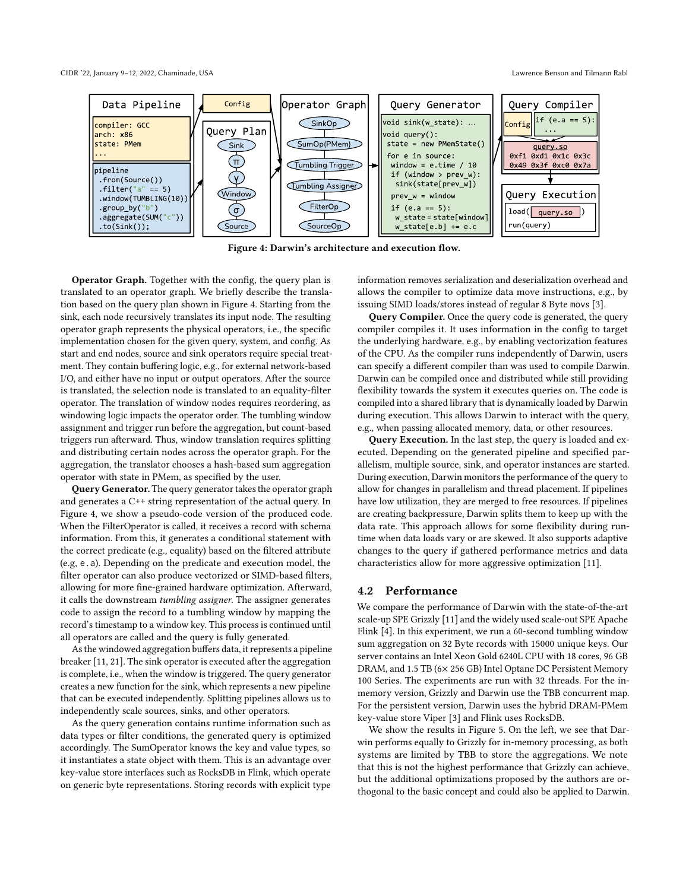**Figure 4: Darwin's architecture and execution flow.**

**Operator Graph.** Together with the config, the query plan is translated to an operator graph. We briefly describe the translation based on the query plan shown in Figure 4. Starting from the sink, each node recursively translates its input node. The resulting operator graph represents the physical operators, i.e., the specific implementation chosen for the given query, system, and config. As start and end nodes, source and sink operators require special treatment. They contain buffering logic, e.g., for external network-based I/O, and either have no input or output operators. After the source is translated, the selection node is translated to an equality-filter operator. The translation of window nodes requires reordering, as windowing logic impacts the operator order. The tumbling window assignment and trigger run before the aggregation, but count-based triggers run afterward. Thus, window translation requires splitting and distributing certain nodes across the operator graph. For the aggregation, the translator chooses a hash-based sum aggregation operator with state in PMem, as specified by the user.

**Query Generator.** The query generator takes the operator graph and generates a C++ string representation of the actual query. In Figure 4, we show a pseudo-code version of the produced code. When the FilterOperator is called, it receives a record with schema information. From this, it generates a conditional statement with the correct predicate (e.g., equality) based on the filtered attribute (e.g, `e.a`). Depending on the predicate and execution model, the filter operator can also produce vectorized or SIMD-based filters, allowing for more fine-grained hardware optimization. Afterward, it calls the downstream *tumbling assigner*. The assigner generates code to assign the record to a tumbling window by mapping the record's timestamp to a window key. This process is continued until all operators are called and the query is fully generated.

As the windowed aggregation buffers data, it represents a pipeline breaker [11, 21]. The sink operator is executed after the aggregation is complete, i.e., when the window is triggered. The query generator creates a new function for the sink, which represents a new pipeline that can be executed independently. Splitting pipelines allows us to independently scale sources, sinks, and other operators.

As the query generation contains runtime information such as data types or filter conditions, the generated query is optimized accordingly. The SumOperator knows the key and value types, so it instantiates a state object with them. This is an advantage over key-value store interfaces such as RocksDB in Flink, which operate on generic byte representations. Storing records with explicit type information removes serialization and deserialization overhead and allows the compiler to optimize data move instructions, e.g., by issuing SIMD loads/stores instead of regular 8 Byte `movs` [3].

**Query Compiler.** Once the query code is generated, the query compiler compiles it. It uses information in the config to target the underlying hardware, e.g., by enabling vectorization features of the CPU. As the compiler runs independently of Darwin, users can specify a different compiler than was used to compile Darwin. Darwin can be compiled once and distributed while still providing flexibility towards the system it executes queries on. The code is compiled into a shared library that is dynamically loaded by Darwin during execution. This allows Darwin to interact with the query, e.g., when passing allocated memory, data, or other resources.

**Query Execution.** In the last step, the query is loaded and executed. Depending on the generated pipeline and specified parallelism, multiple source, sink, and operator instances are started. During execution, Darwin monitors the performance of the query to allow for changes in parallelism and thread placement. If pipelines have low utilization, they are merged to free resources. If pipelines are creating backpressure, Darwin splits them to keep up with the data rate. This approach allows for some flexibility during runtime when data loads vary or are skewed. It also supports adaptive changes to the query if gathered performance metrics and data characteristics allow for more aggressive optimization [11].

## 4.2 Performance

We compare the performance of Darwin with the state-of-the-art scale-up SPE Grizzly [11] and the widely used scale-out SPE Apache Flink [4]. In this experiment, we run a 60-second tumbling window sum aggregation on 32 Byte records with 15000 unique keys. Our server contains an Intel Xeon Gold 6240L CPU with 18 cores, 96 GB DRAM, and 1.5 TB (6× 256 GB) Intel Optane DC Persistent Memory 100 Series. The experiments are run with 32 threads. For the in-memory version, Grizzly and Darwin use the TBB concurrent map. For the persistent version, Darwin uses the hybrid DRAM-PMem key-value store Viper [3] and Flink uses RocksDB.

We show the results in Figure 5. On the left, we see that Darwin performs equally to Grizzly for in-memory processing, as both systems are limited by TBB to store the aggregations. We note that this is not the highest performance that Grizzly can achieve, but the additional optimizations proposed by the authors are orthogonal to the basic concept and could also be applied to Darwin.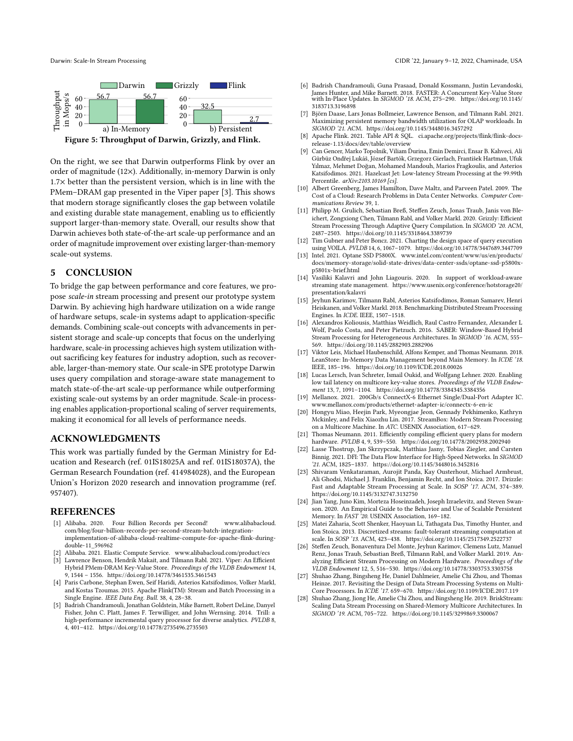Darwin Grizzly Flink

Throughput in Mops/s

60
40
20
0

56.7 56.7

a) In-Memory

60
40
20
0

32.5

2.7

b) Persistent

**Figure 5: Throughput of Darwin, Grizzly, and Flink.**

On the right, we see that Darwin outperforms Flink by over an order of magnitude (12×). Additionally, in-memory Darwin is only 1.7× better than the persistent version, which is in line with the PMem–DRAM gap presented in the Viper paper [3]. This shows that modern storage significantly closes the gap between volatile and existing durable state management, enabling us to efficiently support larger-than-memory state. Overall, our results show that Darwin achieves both state-of-the-art scale-up performance and an order of magnitude improvement over existing larger-than-memory scale-out systems.

## 5 CONCLUSION

To bridge the gap between performance and core features, we propose *scale-in* stream processing and present our prototype system Darwin. By achieving high hardware utilization on a wide range of hardware setups, scale-in systems adapt to application-specific demands. Combining scale-out concepts with advancements in persistent storage and scale-up concepts that focus on the underlying hardware, scale-in processing achieves high system utilization without sacrificing key features for industry adoption, such as recoverable, larger-than-memory state. Our scale-in SPE prototype Darwin uses query compilation and storage-aware state management to match state-of-the-art scale-up performance while outperforming existing scale-out systems by an order magnitude. Scale-in processing enables application-proportional scaling of server requirements, making it economical for all levels of performance needs.

## ACKNOWLEDGMENTS

This work was partially funded by the German Ministry for Education and Research (ref. 01IS18025A and ref. 01IS18037A), the German Research Foundation (ref. 414984028), and the European Union's Horizon 2020 research and innovation programme (ref. 957407).

## REFERENCES

[1] Alibaba. 2020. Four Billion Records per Second! www.alibabacloud.com/blog/four-billion-records-per-second-stream-batch-integration-implementation-of-alibaba-cloud-realtime-compute-for-apache-flink-during-double-11_596962

[2] Alibaba. 2021. Elastic Compute Service. www.alibabacloud.com/product/ecs

[3] Lawrence Benson, Hendrik Makait, and Tilmann Rabl. 2021. Viper: An Efficient Hybrid PMem-DRAM Key-Value Store. *Proceedings of the VLDB Endowment* 14, 9, 1544 – 1556. https://doi.org/10.14778/3461535.3461543

[4] Paris Carbone, Stephan Ewen, Seif Haridi, Asterios Katsifodimos, Volker Markl, and Kostas Tzoumas. 2015. Apache Flink(TM): Stream and Batch Processing in a Single Engine. *IEEE Data Eng. Bull.* 38, 4, 28–38.

[5] Badrish Chandramouli, Jonathan Goldstein, Mike Barnett, Robert DeLine, Danyel Fisher, John C. Platt, James F. Terwilliger, and John Wernsing. 2014. Trill: a high-performance incremental query processor for diverse analytics. *PVLDB* 8, 4, 401–412. https://doi.org/10.14778/2735496.2735503

[6] Badrish Chandramouli, Guna Prasaad, Donald Kossmann, Justin Levandoski, James Hunter, and Mike Barnett. 2018. FASTER: A Concurrent Key-Value Store with In-Place Updates. In *SIGMOD '18*. ACM, 275–290. https://doi.org/10.1145/3183713.3196898

[7] Björn Daase, Lars Jonas Bollmeier, Lawrence Benson, and Tilmann Rabl. 2021. Maximizing persistent memory bandwidth utilization for OLAP workloads. In *SIGMOD '21*. ACM. https://doi.org/10.1145/3448016.3457292

[8] Apache Flink. 2021. Table API & SQL. ci.apache.org/projects/flink/flink-docs-release-1.13/docs/dev/table/overview

[9] Can Gencer, Marko Topolnik, Viliam Ďurina, Emin Demirci, Ensar B. Kahveci, Ali Gürbüz Ondřej Lukáš, József Bartók, Grzegorz Gierlach, František Hartman, Ufuk Yılmaz, Mehmet Doğan, Mohamed Mandouh, Marios Fragkoulis, and Asterios Katsifodimos. 2021. Hazelcast Jet: Low-latency Stream Processing at the 99.99th Percentile. *arXiv:2103.10169 [cs]*.

[10] Albert Greenberg, James Hamilton, Dave Maltz, and Parveen Patel. 2009. The Cost of a Cloud: Research Problems in Data Center Networks. *Computer Communications Review* 39, 1.

[11] Philipp M. Grulich, Sebastian Breß, Steffen Zeuch, Jonas Traub, Janis von Bleichert, Zongxiong Chen, Tilmann Rabl, and Volker Markl. 2020. Grizzly: Efficient Stream Processing Through Adaptive Query Compilation. In *SIGMOD '20*. ACM, 2487–2503. https://doi.org/10.1145/3318464.3389739

[12] Tim Gubner and Peter Boncz. 2021. Charting the design space of query execution using VOILA. *PVLDB* 14, 6, 1067–1079. https://doi.org/10.14778/3447689.3447709

[13] Intel. 2021. Optane SSD P5800X. www.intel.com/content/www/us/en/products/docs/memory-storage/solid-state-drives/data-center-ssds/optane-ssd-p5800x-p5801x-brief.html

[14] Vasiliki Kalavri and John Liagouris. 2020. In support of workload-aware streaming state management. https://www.usenix.org/conference/hotstorage20/presentation/kalavri

[15] Jeyhun Karimov, Tilmann Rabl, Asterios Katsifodimos, Roman Samarev, Henri Heiskanen, and Volker Markl. 2018. Benchmarking Distributed Stream Processing Engines. In *ICDE*. IEEE, 1507–1518.

[16] Alexandros Koliousis, Matthias Weidlich, Raul Castro Fernandez, Alexander L Wolf, Paolo Costa, and Peter Pietzuch. 2016. SABER: Window-Based Hybrid Stream Processing for Heterogeneous Architectures. In *SIGMOD '16*. ACM, 555–569. https://doi.org/10.1145/2882903.2882906

[17] Viktor Leis, Michael Haubenschild, Alfons Kemper, and Thomas Neumann. 2018. LeanStore: In-Memory Data Management beyond Main Memory. In *ICDE '18*. IEEE, 185–196. https://doi.org/10.1109/ICDE.2018.00026

[18] Lucas Lersch, Ivan Schreter, Ismail Oukid, and Wolfgang Lehner. 2020. Enabling low tail latency on multicore key-value stores. *Proceedings of the VLDB Endowment* 13, 7, 1091–1104. https://doi.org/10.14778/3384345.3384356

[19] Mellanox. 2021. 200Gb/s ConnectX-6 Ethernet Single/Dual-Port Adapter IC. www.mellanox.com/products/ethernet-adapter-ic/connectx-6-en-ic

[20] Hongyu Miao, Heejin Park, Myeongjae Jeon, Gennady Pekhimenko, Kathryn Mckinley, and Felix Xiaozhu Lin. 2017. StreamBox: Modern Stream Processing on a Multicore Machine. In *ATC*. USENIX Association, 617–629.

[21] Thomas Neumann. 2011. Efficiently compiling efficient query plans for modern hardware. *PVLDB* 4, 9, 539–550. https://doi.org/10.14778/2002938.2002940

[22] Lasse Thostrup, Jan Skrzypczak, Matthias Jasny, Tobias Ziegler, and Carsten Binnig. 2021. DFI: The Data Flow Interface for High-Speed Networks. In *SIGMOD '21*. ACM, 1825–1837. https://doi.org/10.1145/3448016.3452816

[23] Shivaram Venkataraman, Aurojit Panda, Kay Ousterhout, Michael Armbrust, Ali Ghodsi, Michael J. Franklin, Benjamin Recht, and Ion Stoica. 2017. Drizzle: Fast and Adaptable Stream Processing at Scale. In *SOSP '17*. ACM, 374–389. https://doi.org/10.1145/3132747.3132750

[24] Jian Yang, Juno Kim, Morteza Hoseinzadeh, Joseph Izraelevitz, and Steven Swanson. 2020. An Empirical Guide to the Behavior and Use of Scalable Persistent Memory. In *FAST '20*. USENIX Association, 169–182.

[25] Matei Zaharia, Scott Shenker, Haoyuan Li, Tathagata Das, Timothy Hunter, and Ion Stoica. 2013. Discretized streams: fault-tolerant streaming computation at scale. In *SOSP '13*. ACM, 423–438. https://doi.org/10.1145/2517349.2522737

[26] Steffen Zeuch, Bonaventura Del Monte, Jeyhun Karimov, Clemens Lutz, Manuel Renz, Jonas Traub, Sebastian Breß, Tilmann Rabl, and Volker Markl. 2019. Analyzing Efficient Stream Processing on Modern Hardware. *Proceedings of the VLDB Endowment* 12, 5, 516–530. https://doi.org/10.14778/3303753.3303758

[27] Shuhao Zhang, Bingsheng He, Daniel Dahlmeier, Amelie Chi Zhou, and Thomas Heinze. 2017. Revisiting the Design of Data Stream Processing Systems on Multi-Core Processors. In *ICDE '17*. 659–670. https://doi.org/10.1109/ICDE.2017.119

[28] Shuhao Zhang, Jiong He, Amelie Chi Zhou, and Bingsheng He. 2019. BriskStream: Scaling Data Stream Processing on Shared-Memory Multicore Architectures. In *SIGMOD '19*. ACM, 705–722. https://doi.org/10.1145/3299869.3300067